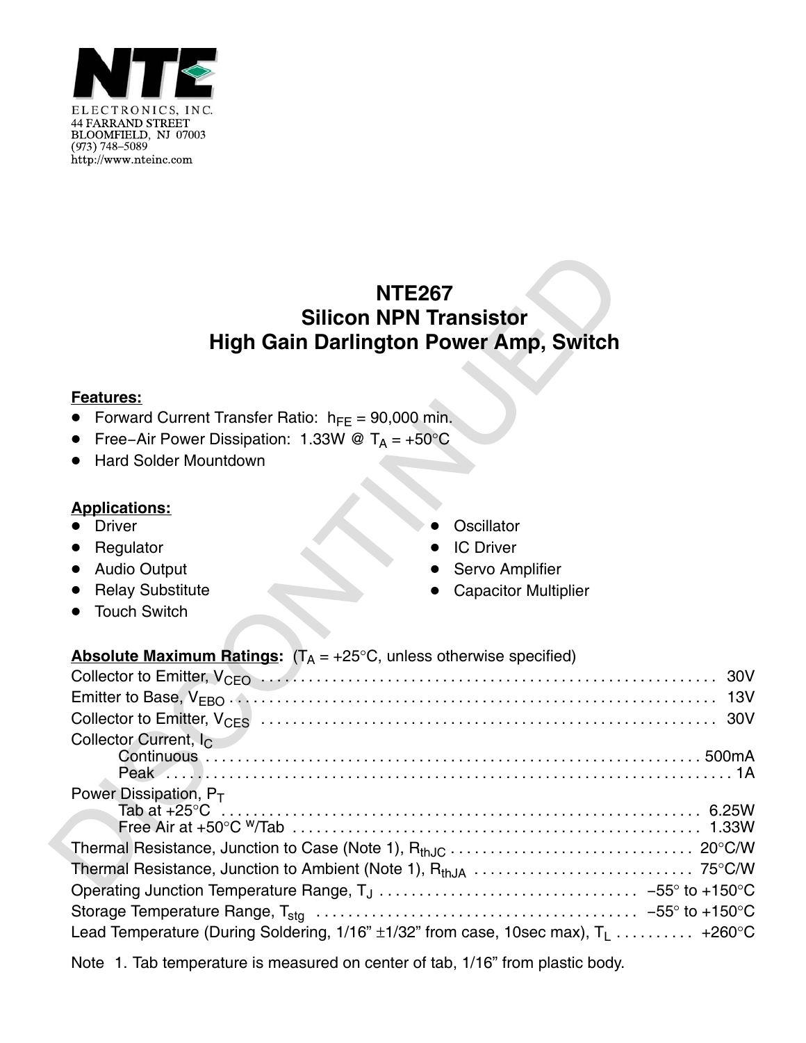NTE

ELECTRONICS, INC.
44 FARRAND STREET
BLOOMFIELD, NJ 07003
(973) 748–5089
http://www.nteinc.com

# NTE267
# Silicon NPN Transistor
# High Gain Darlington Power Amp, Switch

**Features:**
- Forward Current Transfer Ratio: $h_{FE}$ = 90,000 min.
- Free–Air Power Dissipation: 1.33W @ $T_A$ = +50°C
- Hard Solder Mountdown

**Applications:**
- Driver
- Regulator
- Audio Output
- Relay Substitute
- Touch Switch
- Oscillator
- IC Driver
- Servo Amplifier
- Capacitor Multiplier

**Absolute Maximum Ratings:** ($T_A$ = +25°C, unless otherwise specified)

Collector to Emitter, $V_{CEO}$ . . . . . 30V
Emitter to Base, $V_{EBO}$ . . . . . 13V
Collector to Emitter, $V_{CES}$ . . . . . 30V
Collector Current, $I_C$
  Continuous . . . . . 500mA
  Peak . . . . . 1A
Power Dissipation, $P_T$
  Tab at +25°C . . . . . 6.25W
  Free Air at +50°C w/Tab . . . . . 1.33W
Thermal Resistance, Junction to Case (Note 1), $R_{thJC}$ . . . . . 20°C/W
Thermal Resistance, Junction to Ambient (Note 1), $R_{thJA}$ . . . . . 75°C/W
Operating Junction Temperature Range, $T_J$ . . . . . −55° to +150°C
Storage Temperature Range, $T_{stg}$ . . . . . −55° to +150°C
Lead Temperature (During Soldering, 1/16” ±1/32” from case, 10sec max), $T_L$ . . . . . +260°C

Note 1. Tab temperature is measured on center of tab, 1/16” from plastic body.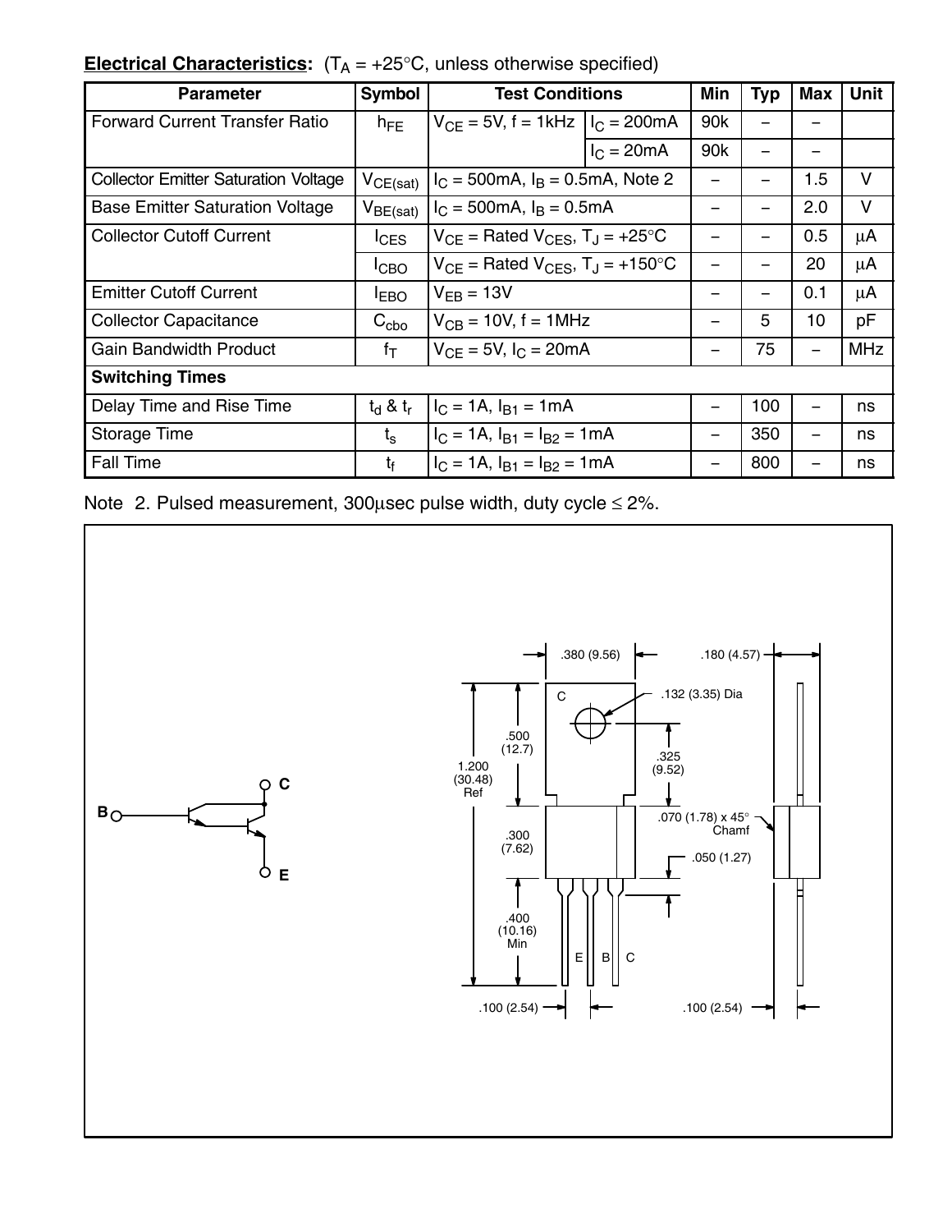**Electrical Characteristics:** ($T_A$ = +25°C, unless otherwise specified)

| Parameter | Symbol | Test Conditions | | Min | Typ | Max | Unit |
|---|---|---|---|---|---|---|---|
| Forward Current Transfer Ratio | $h_{FE}$ | $V_{CE}$ = 5V, f = 1kHz | $I_C$ = 200mA | 90k | – | – | |
| | | | $I_C$ = 20mA | 90k | – | – | |
| Collector Emitter Saturation Voltage | $V_{CE(sat)}$ | $I_C$ = 500mA, $I_B$ = 0.5mA, Note 2 | | – | – | 1.5 | V |
| Base Emitter Saturation Voltage | $V_{BE(sat)}$ | $I_C$ = 500mA, $I_B$ = 0.5mA | | – | – | 2.0 | V |
| Collector Cutoff Current | $I_{CES}$ | $V_{CE}$ = Rated $V_{CES}$, $T_J$ = +25°C | | – | – | 0.5 | μA |
| | $I_{CBO}$ | $V_{CE}$ = Rated $V_{CES}$, $T_J$ = +150°C | | – | – | 20 | μA |
| Emitter Cutoff Current | $I_{EBO}$ | $V_{EB}$ = 13V | | – | – | 0.1 | μA |
| Collector Capacitance | $C_{cbo}$ | $V_{CB}$ = 10V, f = 1MHz | | – | 5 | 10 | pF |
| Gain Bandwidth Product | $f_T$ | $V_{CE}$ = 5V, $I_C$ = 20mA | | – | 75 | – | MHz |
| **Switching Times** | | | | | | | |
| Delay Time and Rise Time | $t_d$ & $t_r$ | $I_C$ = 1A, $I_{B1}$ = 1mA | | – | 100 | – | ns |
| Storage Time | $t_s$ | $I_C$ = 1A, $I_{B1}$ = $I_{B2}$ = 1mA | | – | 350 | – | ns |
| Fall Time | $t_f$ | $I_C$ = 1A, $I_{B1}$ = $I_{B2}$ = 1mA | | – | 800 | – | ns |

Note 2. Pulsed measurement, 300μsec pulse width, duty cycle ≤ 2%.

B
C
E

.380 (9.56)
.180 (4.57)
C
.132 (3.35) Dia
.500 (12.7)
.325 (9.52)
1.200 (30.48) Ref
.070 (1.78) x 45° Chamf
.300 (7.62)
.050 (1.27)
.400 (10.16) Min
E B C
.100 (2.54)
.100 (2.54)